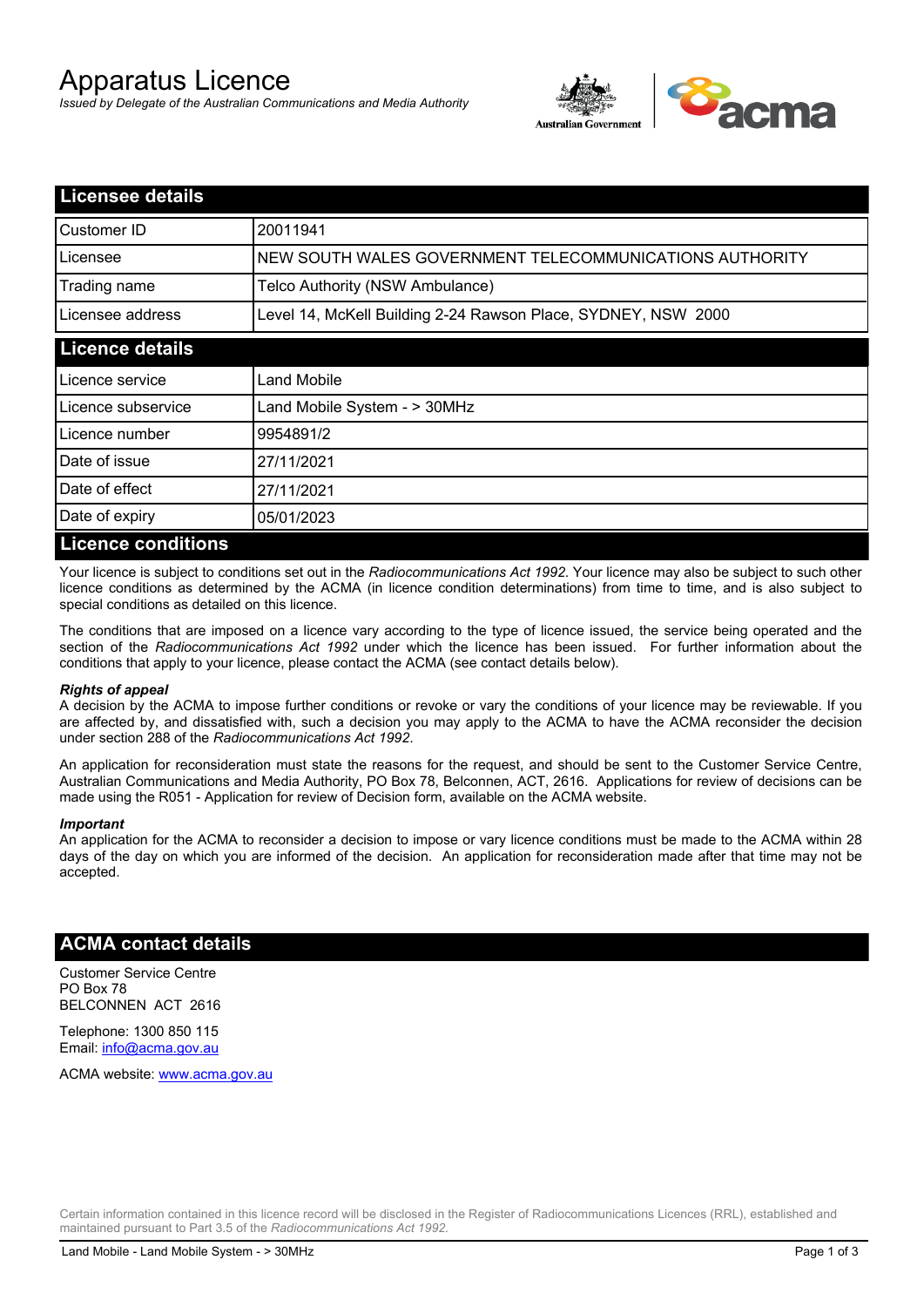# Apparatus Licence

*Issued by Delegate of the Australian Communications and Media Authority*

## Licensee details

| Customer ID | 20011941 |
|---|---|
| Licensee | NEW SOUTH WALES GOVERNMENT TELECOMMUNICATIONS AUTHORITY |
| Trading name | Telco Authority (NSW Ambulance) |
| Licensee address | Level 14, McKell Building 2-24 Rawson Place, SYDNEY, NSW 2000 |

## Licence details

| Licence service | Land Mobile |
|---|---|
| Licence subservice | Land Mobile System - > 30MHz |
| Licence number | 9954891/2 |
| Date of issue | 27/11/2021 |
| Date of effect | 27/11/2021 |
| Date of expiry | 05/01/2023 |

## Licence conditions

Your licence is subject to conditions set out in the *Radiocommunications Act 1992*. Your licence may also be subject to such other licence conditions as determined by the ACMA (in licence condition determinations) from time to time, and is also subject to special conditions as detailed on this licence.

The conditions that are imposed on a licence vary according to the type of licence issued, the service being operated and the section of the *Radiocommunications Act 1992* under which the licence has been issued. For further information about the conditions that apply to your licence, please contact the ACMA (see contact details below).

***Rights of appeal***

A decision by the ACMA to impose further conditions or revoke or vary the conditions of your licence may be reviewable. If you are affected by, and dissatisfied with, such a decision you may apply to the ACMA to have the ACMA reconsider the decision under section 288 of the *Radiocommunications Act 1992*.

An application for reconsideration must state the reasons for the request, and should be sent to the Customer Service Centre, Australian Communications and Media Authority, PO Box 78, Belconnen, ACT, 2616. Applications for review of decisions can be made using the R051 - Application for review of Decision form, available on the ACMA website.

***Important***

An application for the ACMA to reconsider a decision to impose or vary licence conditions must be made to the ACMA within 28 days of the day on which you are informed of the decision. An application for reconsideration made after that time may not be accepted.

## ACMA contact details

Customer Service Centre
PO Box 78
BELCONNEN ACT 2616

Telephone: 1300 850 115
Email: info@acma.gov.au

ACMA website: www.acma.gov.au

Certain information contained in this licence record will be disclosed in the Register of Radiocommunications Licences (RRL), established and maintained pursuant to Part 3.5 of the *Radiocommunications Act 1992.*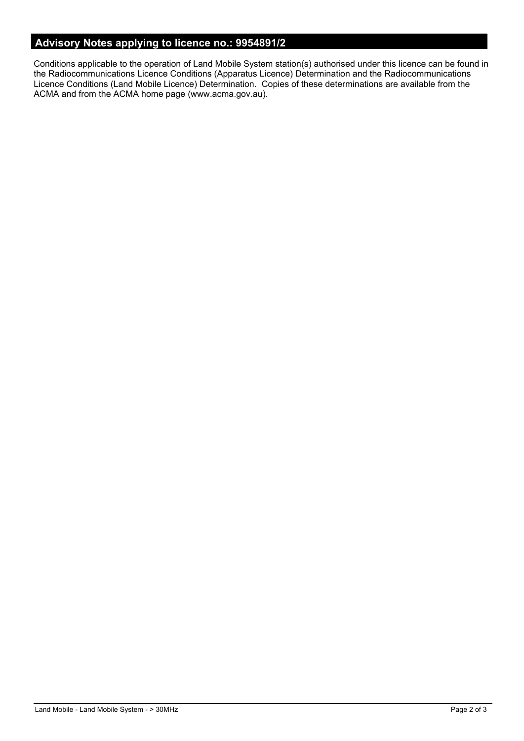## Advisory Notes applying to licence no.: 9954891/2

Conditions applicable to the operation of Land Mobile System station(s) authorised under this licence can be found in the Radiocommunications Licence Conditions (Apparatus Licence) Determination and the Radiocommunications Licence Conditions (Land Mobile Licence) Determination. Copies of these determinations are available from the ACMA and from the ACMA home page (www.acma.gov.au).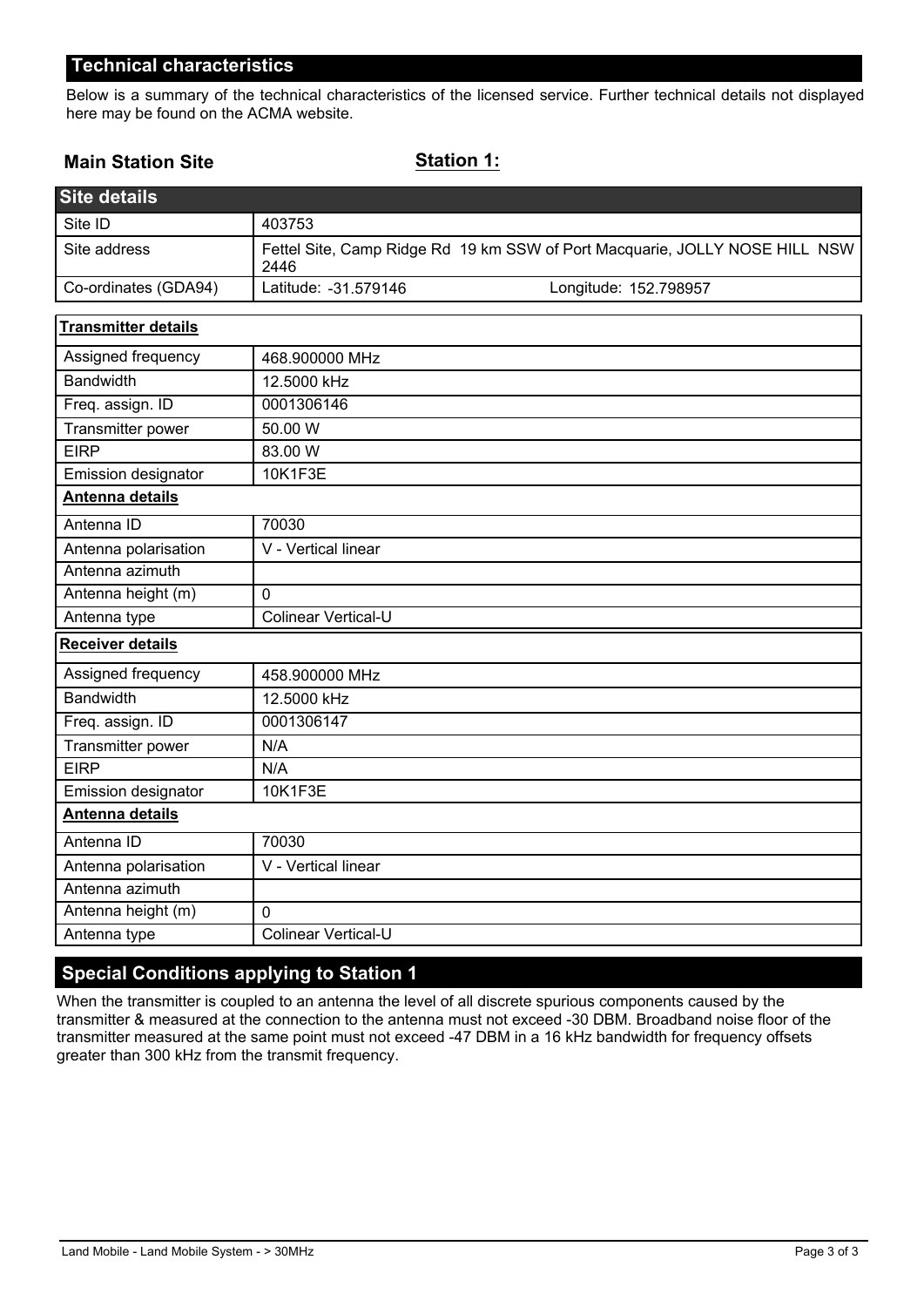## Technical characteristics

Below is a summary of the technical characteristics of the licensed service. Further technical details not displayed here may be found on the ACMA website.

**Main Station Site** **Station 1:**

| Site details | |
|---|---|
| Site ID | 403753 |
| Site address | Fettel Site, Camp Ridge Rd 19 km SSW of Port Macquarie, JOLLY NOSE HILL NSW 2446 |
| Co-ordinates (GDA94) | Latitude: -31.579146 Longitude: 152.798957 |

| Transmitter details | |
|---|---|
| Assigned frequency | 468.900000 MHz |
| Bandwidth | 12.5000 kHz |
| Freq. assign. ID | 0001306146 |
| Transmitter power | 50.00 W |
| EIRP | 83.00 W |
| Emission designator | 10K1F3E |
| **Antenna details** | |
| Antenna ID | 70030 |
| Antenna polarisation | V - Vertical linear |
| Antenna azimuth | |
| Antenna height (m) | 0 |
| Antenna type | Colinear Vertical-U |

| Receiver details | |
|---|---|
| Assigned frequency | 458.900000 MHz |
| Bandwidth | 12.5000 kHz |
| Freq. assign. ID | 0001306147 |
| Transmitter power | N/A |
| EIRP | N/A |
| Emission designator | 10K1F3E |
| **Antenna details** | |
| Antenna ID | 70030 |
| Antenna polarisation | V - Vertical linear |
| Antenna azimuth | |
| Antenna height (m) | 0 |
| Antenna type | Colinear Vertical-U |

## Special Conditions applying to Station 1

When the transmitter is coupled to an antenna the level of all discrete spurious components caused by the transmitter & measured at the connection to the antenna must not exceed -30 DBM. Broadband noise floor of the transmitter measured at the same point must not exceed -47 DBM in a 16 kHz bandwidth for frequency offsets greater than 300 kHz from the transmit frequency.